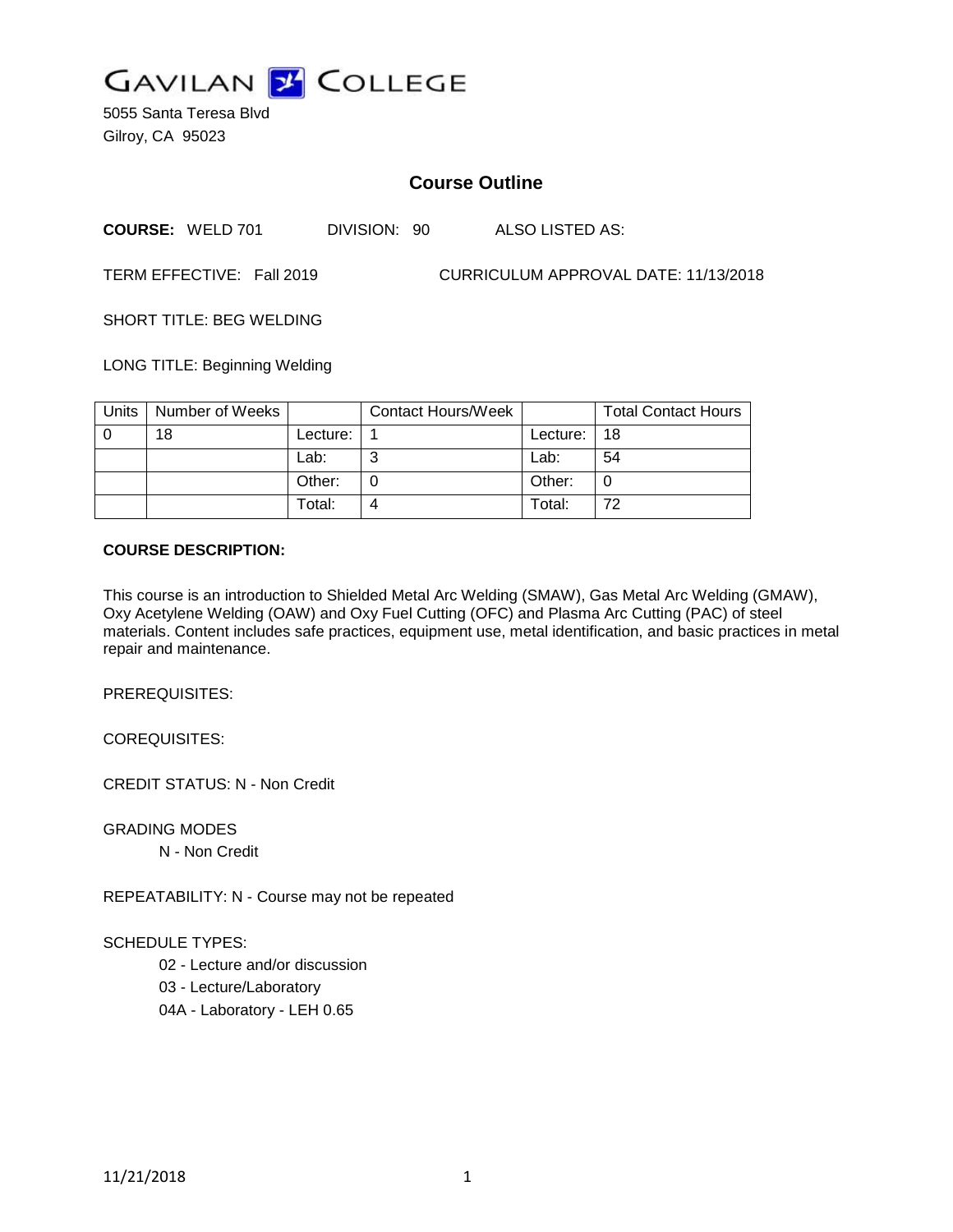# GAVILAN COLLEGE

5055 Santa Teresa Blvd
Gilroy, CA 95023

## Course Outline

**COURSE:** WELD 701 DIVISION: 90 ALSO LISTED AS:

TERM EFFECTIVE: Fall 2019 CURRICULUM APPROVAL DATE: 11/13/2018

SHORT TITLE: BEG WELDING

LONG TITLE: Beginning Welding

| Units | Number of Weeks | | Contact Hours/Week | | Total Contact Hours |
|---|---|---|---|---|---|
| 0 | 18 | Lecture: | 1 | Lecture: | 18 |
| | | Lab: | 3 | Lab: | 54 |
| | | Other: | 0 | Other: | 0 |
| | | Total: | 4 | Total: | 72 |

**COURSE DESCRIPTION:**

This course is an introduction to Shielded Metal Arc Welding (SMAW), Gas Metal Arc Welding (GMAW), Oxy Acetylene Welding (OAW) and Oxy Fuel Cutting (OFC) and Plasma Arc Cutting (PAC) of steel materials. Content includes safe practices, equipment use, metal identification, and basic practices in metal repair and maintenance.

PREREQUISITES:

COREQUISITES:

CREDIT STATUS: N - Non Credit

GRADING MODES

N - Non Credit

REPEATABILITY: N - Course may not be repeated

SCHEDULE TYPES:

02 - Lecture and/or discussion

03 - Lecture/Laboratory

04A - Laboratory - LEH 0.65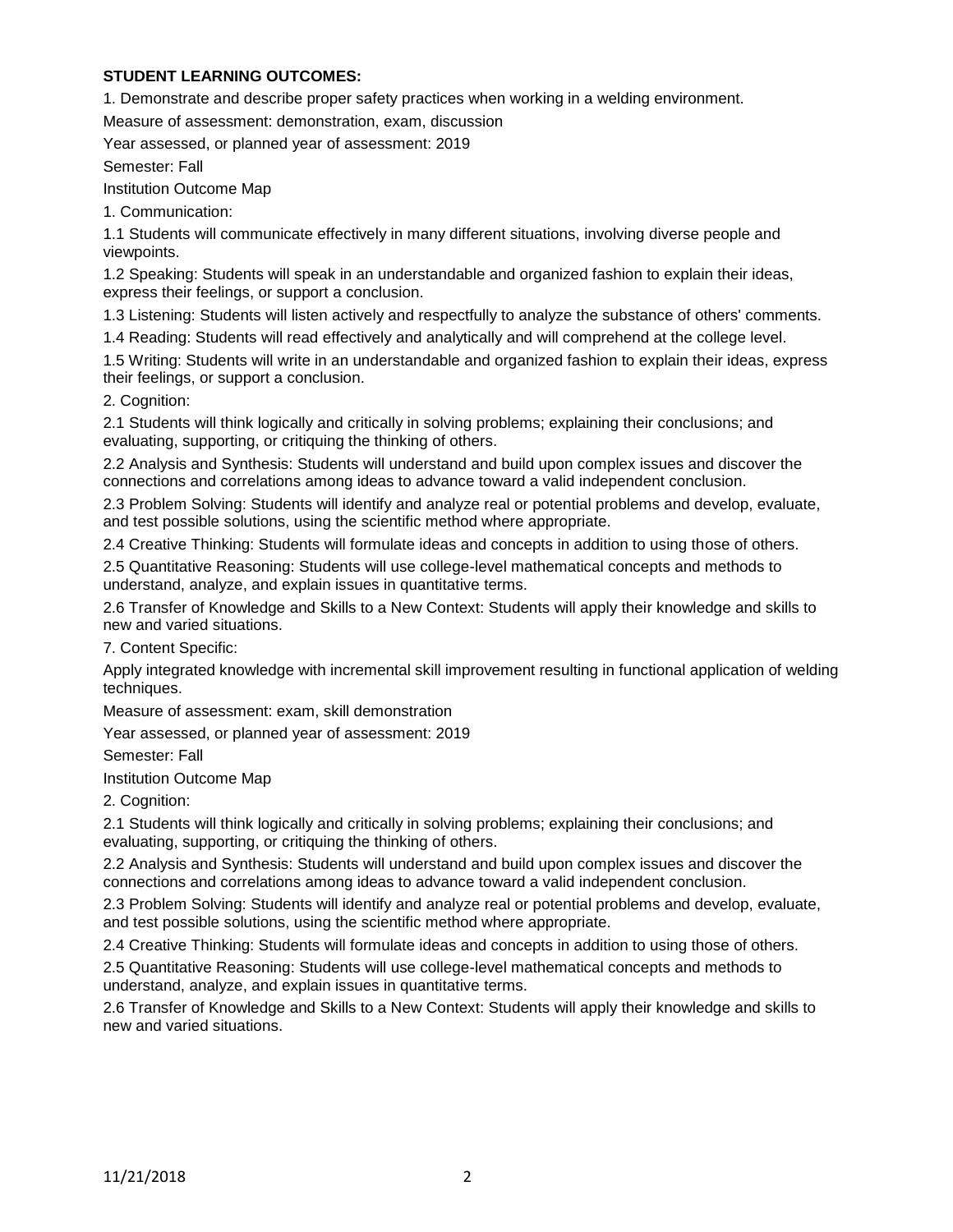**STUDENT LEARNING OUTCOMES:**

1. Demonstrate and describe proper safety practices when working in a welding environment.

Measure of assessment: demonstration, exam, discussion

Year assessed, or planned year of assessment: 2019

Semester: Fall

Institution Outcome Map

1. Communication:

1.1 Students will communicate effectively in many different situations, involving diverse people and viewpoints.

1.2 Speaking: Students will speak in an understandable and organized fashion to explain their ideas, express their feelings, or support a conclusion.

1.3 Listening: Students will listen actively and respectfully to analyze the substance of others' comments.

1.4 Reading: Students will read effectively and analytically and will comprehend at the college level.

1.5 Writing: Students will write in an understandable and organized fashion to explain their ideas, express their feelings, or support a conclusion.

2. Cognition:

2.1 Students will think logically and critically in solving problems; explaining their conclusions; and evaluating, supporting, or critiquing the thinking of others.

2.2 Analysis and Synthesis: Students will understand and build upon complex issues and discover the connections and correlations among ideas to advance toward a valid independent conclusion.

2.3 Problem Solving: Students will identify and analyze real or potential problems and develop, evaluate, and test possible solutions, using the scientific method where appropriate.

2.4 Creative Thinking: Students will formulate ideas and concepts in addition to using those of others.

2.5 Quantitative Reasoning: Students will use college-level mathematical concepts and methods to understand, analyze, and explain issues in quantitative terms.

2.6 Transfer of Knowledge and Skills to a New Context: Students will apply their knowledge and skills to new and varied situations.

7. Content Specific:

Apply integrated knowledge with incremental skill improvement resulting in functional application of welding techniques.

Measure of assessment: exam, skill demonstration

Year assessed, or planned year of assessment: 2019

Semester: Fall

Institution Outcome Map

2. Cognition:

2.1 Students will think logically and critically in solving problems; explaining their conclusions; and evaluating, supporting, or critiquing the thinking of others.

2.2 Analysis and Synthesis: Students will understand and build upon complex issues and discover the connections and correlations among ideas to advance toward a valid independent conclusion.

2.3 Problem Solving: Students will identify and analyze real or potential problems and develop, evaluate, and test possible solutions, using the scientific method where appropriate.

2.4 Creative Thinking: Students will formulate ideas and concepts in addition to using those of others.

2.5 Quantitative Reasoning: Students will use college-level mathematical concepts and methods to understand, analyze, and explain issues in quantitative terms.

2.6 Transfer of Knowledge and Skills to a New Context: Students will apply their knowledge and skills to new and varied situations.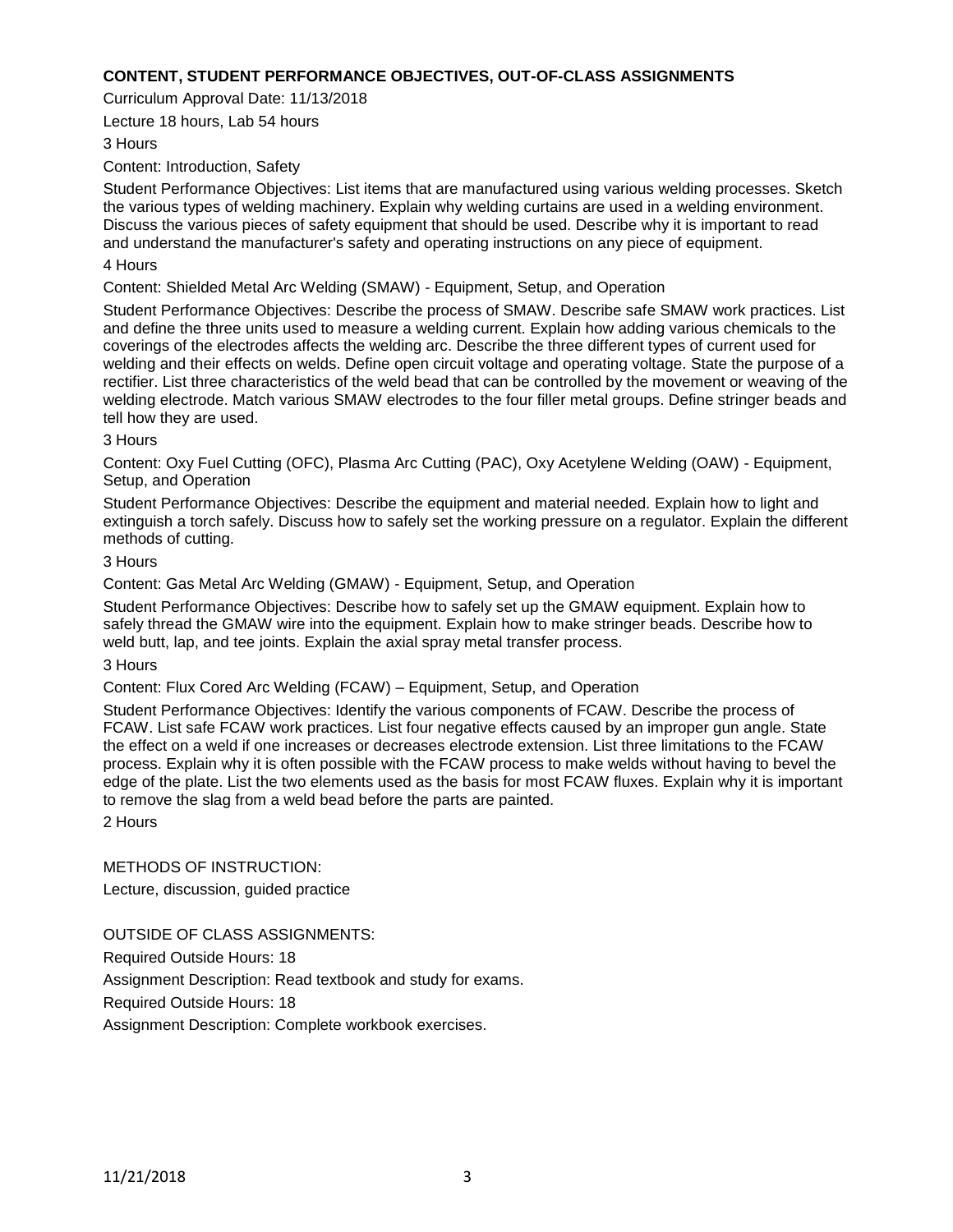### CONTENT, STUDENT PERFORMANCE OBJECTIVES, OUT-OF-CLASS ASSIGNMENTS

Curriculum Approval Date: 11/13/2018

Lecture 18 hours, Lab 54 hours

3 Hours

Content: Introduction, Safety

Student Performance Objectives: List items that are manufactured using various welding processes. Sketch the various types of welding machinery. Explain why welding curtains are used in a welding environment. Discuss the various pieces of safety equipment that should be used. Describe why it is important to read and understand the manufacturer's safety and operating instructions on any piece of equipment.

4 Hours

Content: Shielded Metal Arc Welding (SMAW) - Equipment, Setup, and Operation

Student Performance Objectives: Describe the process of SMAW. Describe safe SMAW work practices. List and define the three units used to measure a welding current. Explain how adding various chemicals to the coverings of the electrodes affects the welding arc. Describe the three different types of current used for welding and their effects on welds. Define open circuit voltage and operating voltage. State the purpose of a rectifier. List three characteristics of the weld bead that can be controlled by the movement or weaving of the welding electrode. Match various SMAW electrodes to the four filler metal groups. Define stringer beads and tell how they are used.

3 Hours

Content: Oxy Fuel Cutting (OFC), Plasma Arc Cutting (PAC), Oxy Acetylene Welding (OAW) - Equipment, Setup, and Operation

Student Performance Objectives: Describe the equipment and material needed. Explain how to light and extinguish a torch safely. Discuss how to safely set the working pressure on a regulator. Explain the different methods of cutting.

3 Hours

Content: Gas Metal Arc Welding (GMAW) - Equipment, Setup, and Operation

Student Performance Objectives: Describe how to safely set up the GMAW equipment. Explain how to safely thread the GMAW wire into the equipment. Explain how to make stringer beads. Describe how to weld butt, lap, and tee joints. Explain the axial spray metal transfer process.

3 Hours

Content: Flux Cored Arc Welding (FCAW) – Equipment, Setup, and Operation

Student Performance Objectives: Identify the various components of FCAW. Describe the process of FCAW. List safe FCAW work practices. List four negative effects caused by an improper gun angle. State the effect on a weld if one increases or decreases electrode extension. List three limitations to the FCAW process. Explain why it is often possible with the FCAW process to make welds without having to bevel the edge of the plate. List the two elements used as the basis for most FCAW fluxes. Explain why it is important to remove the slag from a weld bead before the parts are painted.

2 Hours

METHODS OF INSTRUCTION:

Lecture, discussion, guided practice

OUTSIDE OF CLASS ASSIGNMENTS:

Required Outside Hours: 18

Assignment Description: Read textbook and study for exams.

Required Outside Hours: 18

Assignment Description: Complete workbook exercises.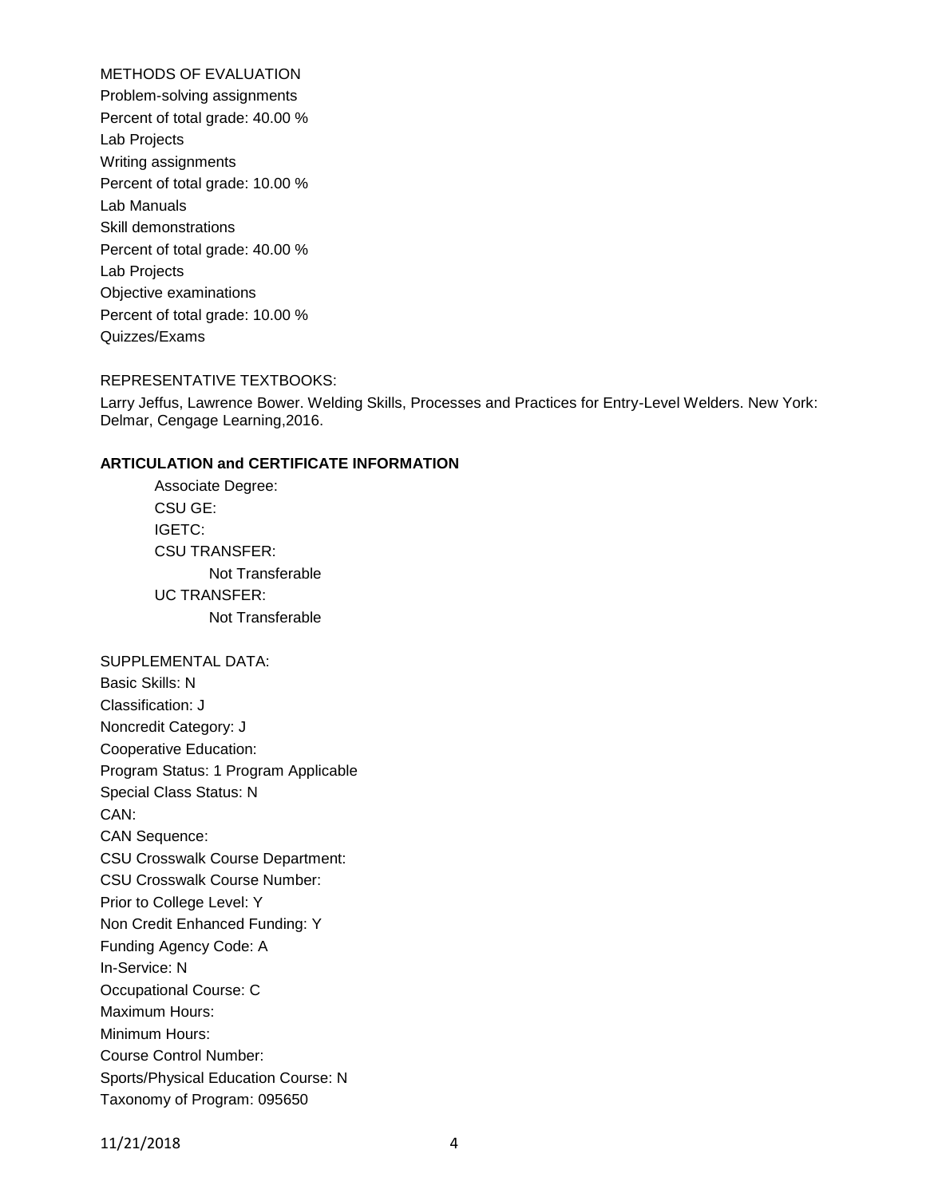METHODS OF EVALUATION

Problem-solving assignments

Percent of total grade: 40.00 %

Lab Projects

Writing assignments

Percent of total grade: 10.00 %

Lab Manuals

Skill demonstrations

Percent of total grade: 40.00 %

Lab Projects

Objective examinations

Percent of total grade: 10.00 %

Quizzes/Exams

REPRESENTATIVE TEXTBOOKS:

Larry Jeffus, Lawrence Bower. Welding Skills, Processes and Practices for Entry-Level Welders. New York: Delmar, Cengage Learning,2016.

**ARTICULATION and CERTIFICATE INFORMATION**

Associate Degree:

CSU GE:

IGETC:

CSU TRANSFER:

Not Transferable

UC TRANSFER:

Not Transferable

SUPPLEMENTAL DATA:

Basic Skills: N

Classification: J

Noncredit Category: J

Cooperative Education:

Program Status: 1 Program Applicable

Special Class Status: N

CAN:

CAN Sequence:

CSU Crosswalk Course Department:

CSU Crosswalk Course Number:

Prior to College Level: Y

Non Credit Enhanced Funding: Y

Funding Agency Code: A

In-Service: N

Occupational Course: C

Maximum Hours:

Minimum Hours:

Course Control Number:

Sports/Physical Education Course: N

Taxonomy of Program: 095650